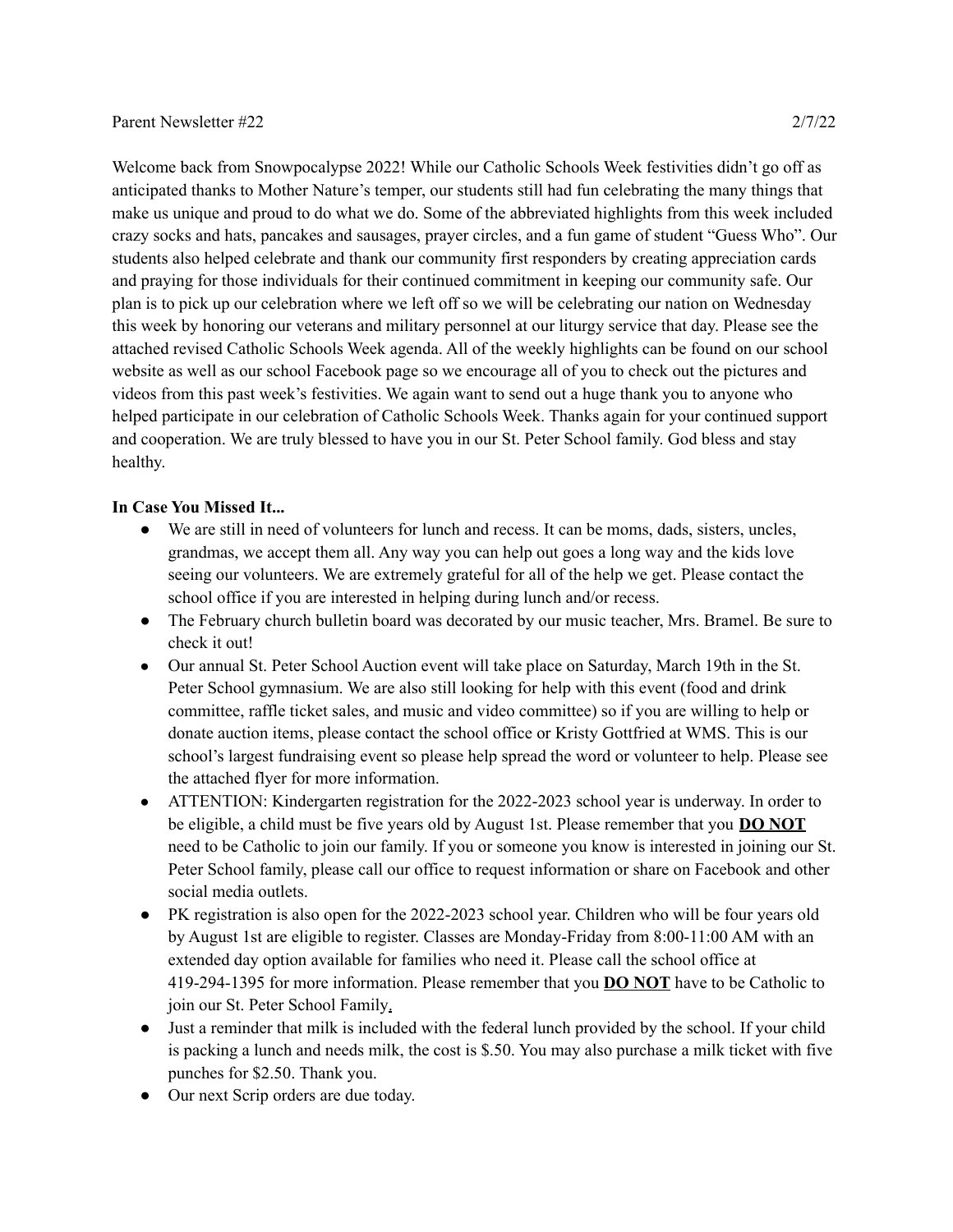Parent Newsletter #22 2/7/22

Welcome back from Snowpocalypse 2022! While our Catholic Schools Week festivities didn't go off as anticipated thanks to Mother Nature's temper, our students still had fun celebrating the many things that make us unique and proud to do what we do. Some of the abbreviated highlights from this week included crazy socks and hats, pancakes and sausages, prayer circles, and a fun game of student "Guess Who". Our students also helped celebrate and thank our community first responders by creating appreciation cards and praying for those individuals for their continued commitment in keeping our community safe. Our plan is to pick up our celebration where we left off so we will be celebrating our nation on Wednesday this week by honoring our veterans and military personnel at our liturgy service that day. Please see the attached revised Catholic Schools Week agenda. All of the weekly highlights can be found on our school website as well as our school Facebook page so we encourage all of you to check out the pictures and videos from this past week's festivities. We again want to send out a huge thank you to anyone who helped participate in our celebration of Catholic Schools Week. Thanks again for your continued support and cooperation. We are truly blessed to have you in our St. Peter School family. God bless and stay healthy.

**In Case You Missed It...**

- We are still in need of volunteers for lunch and recess. It can be moms, dads, sisters, uncles, grandmas, we accept them all. Any way you can help out goes a long way and the kids love seeing our volunteers. We are extremely grateful for all of the help we get. Please contact the school office if you are interested in helping during lunch and/or recess.
- The February church bulletin board was decorated by our music teacher, Mrs. Bramel. Be sure to check it out!
- Our annual St. Peter School Auction event will take place on Saturday, March 19th in the St. Peter School gymnasium. We are also still looking for help with this event (food and drink committee, raffle ticket sales, and music and video committee) so if you are willing to help or donate auction items, please contact the school office or Kristy Gottfried at WMS. This is our school's largest fundraising event so please help spread the word or volunteer to help. Please see the attached flyer for more information.
- ATTENTION: Kindergarten registration for the 2022-2023 school year is underway. In order to be eligible, a child must be five years old by August 1st. Please remember that you **DO NOT** need to be Catholic to join our family. If you or someone you know is interested in joining our St. Peter School family, please call our office to request information or share on Facebook and other social media outlets.
- PK registration is also open for the 2022-2023 school year. Children who will be four years old by August 1st are eligible to register. Classes are Monday-Friday from 8:00-11:00 AM with an extended day option available for families who need it. Please call the school office at 419-294-1395 for more information. Please remember that you **DO NOT** have to be Catholic to join our St. Peter School Family.
- Just a reminder that milk is included with the federal lunch provided by the school. If your child is packing a lunch and needs milk, the cost is $.50. You may also purchase a milk ticket with five punches for $2.50. Thank you.
- Our next Scrip orders are due today.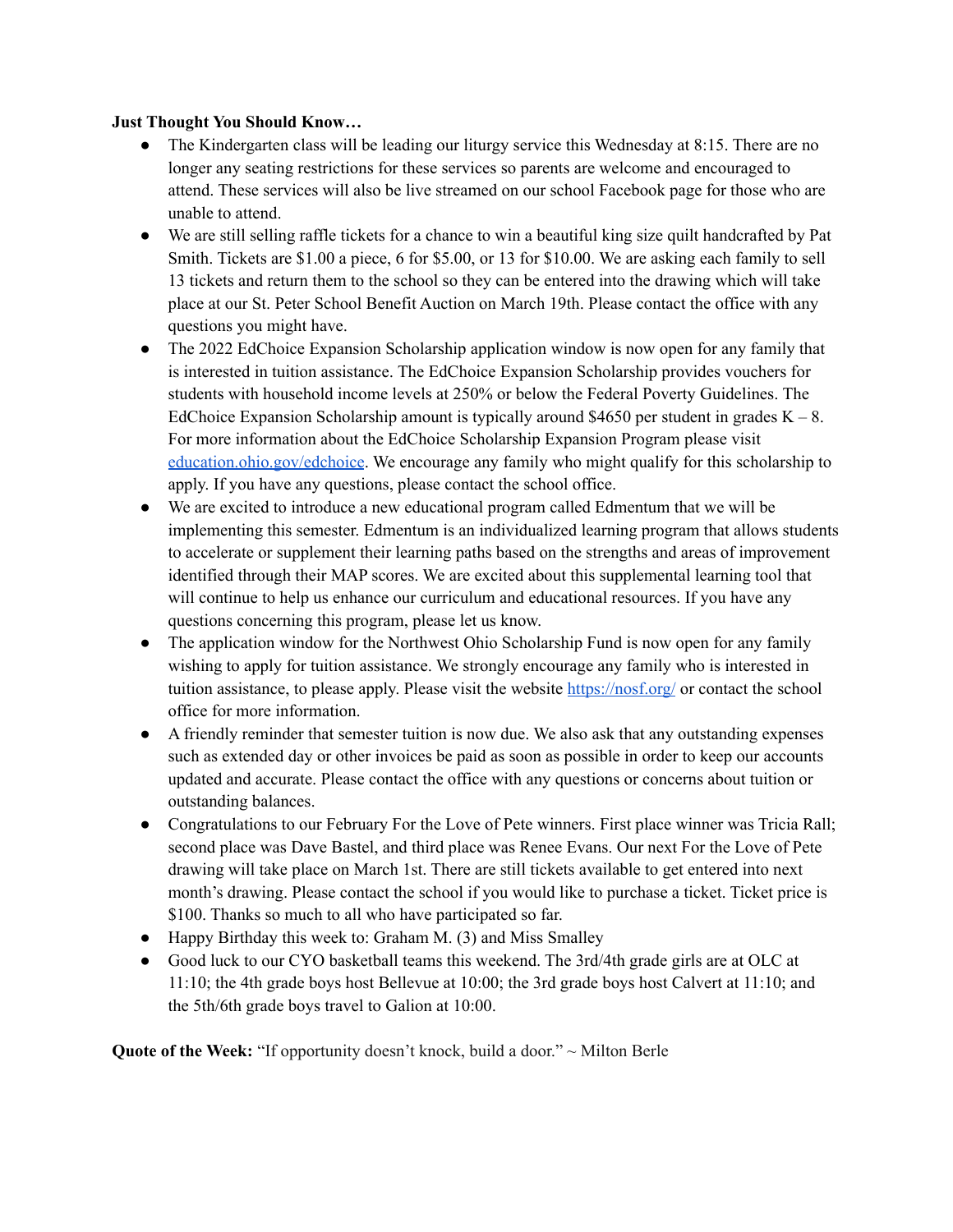**Just Thought You Should Know…**

- The Kindergarten class will be leading our liturgy service this Wednesday at 8:15. There are no longer any seating restrictions for these services so parents are welcome and encouraged to attend. These services will also be live streamed on our school Facebook page for those who are unable to attend.
- We are still selling raffle tickets for a chance to win a beautiful king size quilt handcrafted by Pat Smith. Tickets are $1.00 a piece, 6 for $5.00, or 13 for $10.00. We are asking each family to sell 13 tickets and return them to the school so they can be entered into the drawing which will take place at our St. Peter School Benefit Auction on March 19th. Please contact the office with any questions you might have.
- The 2022 EdChoice Expansion Scholarship application window is now open for any family that is interested in tuition assistance. The EdChoice Expansion Scholarship provides vouchers for students with household income levels at 250% or below the Federal Poverty Guidelines. The EdChoice Expansion Scholarship amount is typically around $4650 per student in grades K – 8. For more information about the EdChoice Scholarship Expansion Program please visit [education.ohio.gov/edchoice](education.ohio.gov/edchoice). We encourage any family who might qualify for this scholarship to apply. If you have any questions, please contact the school office.
- We are excited to introduce a new educational program called Edmentum that we will be implementing this semester. Edmentum is an individualized learning program that allows students to accelerate or supplement their learning paths based on the strengths and areas of improvement identified through their MAP scores. We are excited about this supplemental learning tool that will continue to help us enhance our curriculum and educational resources. If you have any questions concerning this program, please let us know.
- The application window for the Northwest Ohio Scholarship Fund is now open for any family wishing to apply for tuition assistance. We strongly encourage any family who is interested in tuition assistance, to please apply. Please visit the website [https://nosf.org/](https://nosf.org/) or contact the school office for more information.
- A friendly reminder that semester tuition is now due. We also ask that any outstanding expenses such as extended day or other invoices be paid as soon as possible in order to keep our accounts updated and accurate. Please contact the office with any questions or concerns about tuition or outstanding balances.
- Congratulations to our February For the Love of Pete winners. First place winner was Tricia Rall; second place was Dave Bastel, and third place was Renee Evans. Our next For the Love of Pete drawing will take place on March 1st. There are still tickets available to get entered into next month's drawing. Please contact the school if you would like to purchase a ticket. Ticket price is $100. Thanks so much to all who have participated so far.
- Happy Birthday this week to: Graham M. (3) and Miss Smalley
- Good luck to our CYO basketball teams this weekend. The 3rd/4th grade girls are at OLC at 11:10; the 4th grade boys host Bellevue at 10:00; the 3rd grade boys host Calvert at 11:10; and the 5th/6th grade boys travel to Galion at 10:00.

**Quote of the Week:** "If opportunity doesn't knock, build a door." ~ Milton Berle